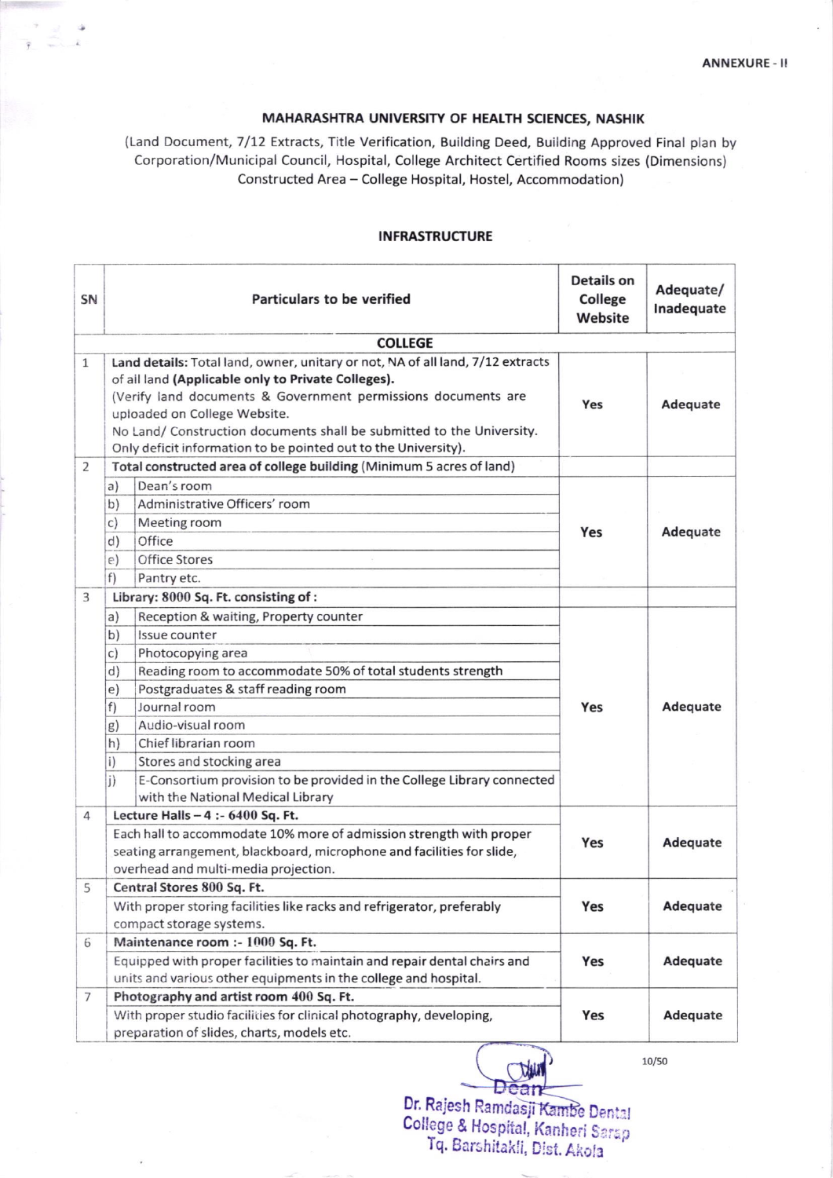ANNEXURE - II

## MAHARASHTRA UNIVERSITY OF HEALTH SCIENCES, NASHIK

(Land Document, 7/12 Extracts, Title Verification, Building Deed, Building Approved Final plan by Corporation/Municipal Council, Hospital, College Architect Certified Rooms sizes (Dimensions) Constructed Area – College Hospital, Hostel, Accommodation)

### INFRASTRUCTURE

| SN | Particulars to be verified | | Details on College Website | Adequate/ Inadequate |
|---|---|---|---|---|
| | **COLLEGE** | | | |
| 1 | **Land details:** Total land, owner, unitary or not, NA of all land, 7/12 extracts of all land **(Applicable only to Private Colleges).** (Verify land documents & Government permissions documents are uploaded on College Website. No Land/ Construction documents shall be submitted to the University. Only deficit information to be pointed out to the University). | | Yes | Adequate |
| 2 | **Total constructed area of college building** (Minimum 5 acres of land) | | | |
| | a) | Dean's room | Yes | Adequate |
| | b) | Administrative Officers' room | | |
| | c) | Meeting room | | |
| | d) | Office | | |
| | e) | Office Stores | | |
| | f) | Pantry etc. | | |
| 3 | **Library: 8000 Sq. Ft. consisting of :** | | | |
| | a) | Reception & waiting, Property counter | Yes | Adequate |
| | b) | Issue counter | | |
| | c) | Photocopying area | | |
| | d) | Reading room to accommodate 50% of total students strength | | |
| | e) | Postgraduates & staff reading room | | |
| | f) | Journal room | | |
| | g) | Audio-visual room | | |
| | h) | Chief librarian room | | |
| | i) | Stores and stocking area | | |
| | j) | E-Consortium provision to be provided in the College Library connected with the National Medical Library | | |
| 4 | **Lecture Halls – 4 :- 6400 Sq. Ft.** Each hall to accommodate 10% more of admission strength with proper seating arrangement, blackboard, microphone and facilities for slide, overhead and multi-media projection. | | Yes | Adequate |
| 5 | **Central Stores 800 Sq. Ft.** With proper storing facilities like racks and refrigerator, preferably compact storage systems. | | Yes | Adequate |
| 6 | **Maintenance room :- 1000 Sq. Ft.** Equipped with proper facilities to maintain and repair dental chairs and units and various other equipments in the college and hospital. | | Yes | Adequate |
| 7 | **Photography and artist room 400 Sq. Ft.** With proper studio facilities for clinical photography, developing, preparation of slides, charts, models etc. | | Yes | Adequate |

Dean
Dr. Rajesh Ramdasji Kambe Dental College & Hospital, Kanheri Sarap
Tq. Barshitakli, Dist. Akola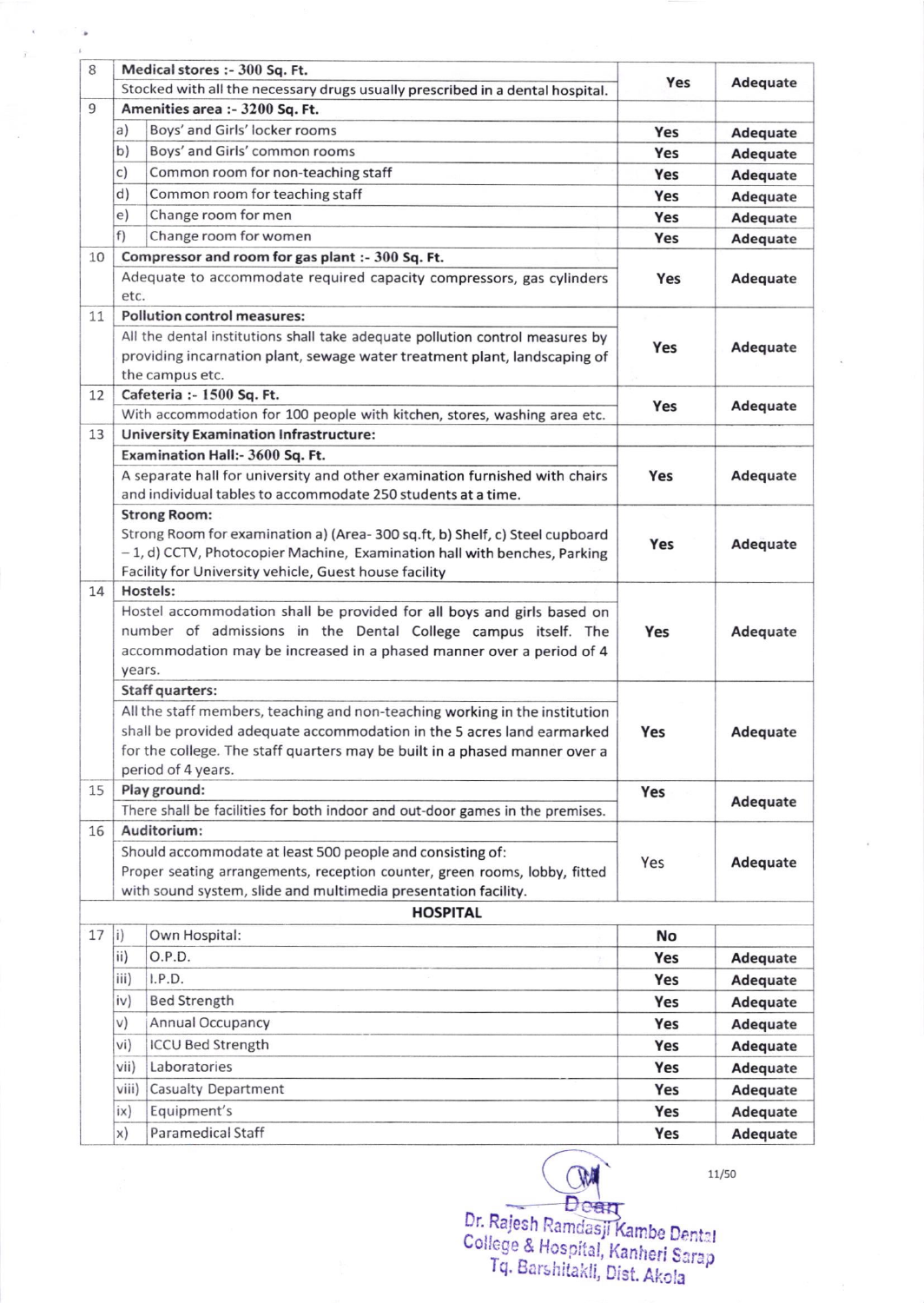| | | | | |
|---|---|---|---|---|
| 8 | **Medical stores :- 300 Sq. Ft.** | | Yes | Adequate |
| | Stocked with all the necessary drugs usually prescribed in a dental hospital. | | | |
| 9 | **Amenities area :- 3200 Sq. Ft.** | | | |
| | a) | Boys' and Girls' locker rooms | Yes | Adequate |
| | b) | Boys' and Girls' common rooms | Yes | Adequate |
| | c) | Common room for non-teaching staff | Yes | Adequate |
| | d) | Common room for teaching staff | Yes | Adequate |
| | e) | Change room for men | Yes | Adequate |
| | f) | Change room for women | Yes | Adequate |
| 10 | **Compressor and room for gas plant :- 300 Sq. Ft.** | | | |
| | Adequate to accommodate required capacity compressors, gas cylinders etc. | | Yes | Adequate |
| 11 | **Pollution control measures:** | | | |
| | All the dental institutions shall take adequate pollution control measures by providing incarnation plant, sewage water treatment plant, landscaping of the campus etc. | | Yes | Adequate |
| 12 | **Cafeteria :- 1500 Sq. Ft.** | | Yes | Adequate |
| | With accommodation for 100 people with kitchen, stores, washing area etc. | | | |
| 13 | **University Examination Infrastructure:** | | | |
| | **Examination Hall:- 3600 Sq. Ft.** | | | |
| | A separate hall for university and other examination furnished with chairs and individual tables to accommodate 250 students at a time. | | Yes | Adequate |
| | **Strong Room:** Strong Room for examination a) (Area- 300 sq.ft, b) Shelf, c) Steel cupboard – 1, d) CCTV, Photocopier Machine, Examination hall with benches, Parking Facility for University vehicle, Guest house facility | | Yes | Adequate |
| 14 | **Hostels:** | | | |
| | Hostel accommodation shall be provided for all boys and girls based on number of admissions in the Dental College campus itself. The accommodation may be increased in a phased manner over a period of 4 years. | | Yes | Adequate |
| | **Staff quarters:** | | | |
| | All the staff members, teaching and non-teaching working in the institution shall be provided adequate accommodation in the 5 acres land earmarked for the college. The staff quarters may be built in a phased manner over a period of 4 years. | | Yes | Adequate |
| 15 | **Play ground:** | | Yes | Adequate |
| | There shall be facilities for both indoor and out-door games in the premises. | | | |
| 16 | **Auditorium:** | | | |
| | Should accommodate at least 500 people and consisting of: Proper seating arrangements, reception counter, green rooms, lobby, fitted with sound system, slide and multimedia presentation facility. | | Yes | Adequate |
| | **HOSPITAL** | | | |
| 17 | i) | Own Hospital: | No | |
| | ii) | O.P.D. | Yes | Adequate |
| | iii) | I.P.D. | Yes | Adequate |
| | iv) | Bed Strength | Yes | Adequate |
| | v) | Annual Occupancy | Yes | Adequate |
| | vi) | ICCU Bed Strength | Yes | Adequate |
| | vii) | Laboratories | Yes | Adequate |
| | viii) | Casualty Department | Yes | Adequate |
| | ix) | Equipment's | Yes | Adequate |
| | x) | Paramedical Staff | Yes | Adequate |

Dean
Dr. Rajesh Ramdasji Kambe Dental College & Hospital, Kanheri Sarap
Tq. Barshitakli, Dist. Akola